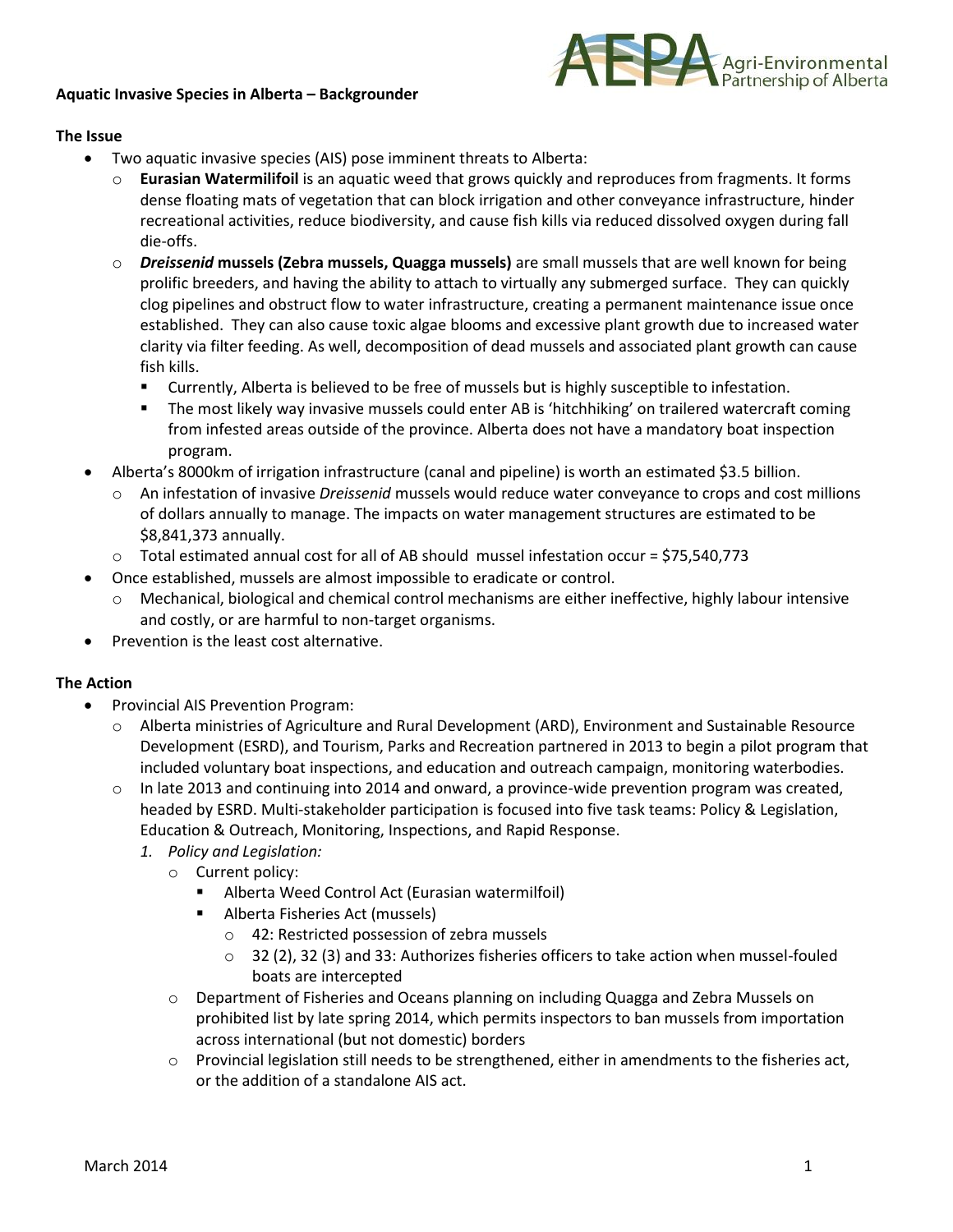Agri-Environmental Partnership of Alberta

**Aquatic Invasive Species in Alberta – Backgrounder**

**The Issue**

- Two aquatic invasive species (AIS) pose imminent threats to Alberta:
  - **Eurasian Watermilifoil** is an aquatic weed that grows quickly and reproduces from fragments. It forms dense floating mats of vegetation that can block irrigation and other conveyance infrastructure, hinder recreational activities, reduce biodiversity, and cause fish kills via reduced dissolved oxygen during fall die-offs.
  - ***Dreissenid* mussels (Zebra mussels, Quagga mussels)** are small mussels that are well known for being prolific breeders, and having the ability to attach to virtually any submerged surface. They can quickly clog pipelines and obstruct flow to water infrastructure, creating a permanent maintenance issue once established. They can also cause toxic algae blooms and excessive plant growth due to increased water clarity via filter feeding. As well, decomposition of dead mussels and associated plant growth can cause fish kills.
    - Currently, Alberta is believed to be free of mussels but is highly susceptible to infestation.
    - The most likely way invasive mussels could enter AB is 'hitchhiking' on trailered watercraft coming from infested areas outside of the province. Alberta does not have a mandatory boat inspection program.
- Alberta's 8000km of irrigation infrastructure (canal and pipeline) is worth an estimated $3.5 billion.
  - An infestation of invasive *Dreissenid* mussels would reduce water conveyance to crops and cost millions of dollars annually to manage. The impacts on water management structures are estimated to be $8,841,373 annually.
  - Total estimated annual cost for all of AB should mussel infestation occur = $75,540,773
- Once established, mussels are almost impossible to eradicate or control.
  - Mechanical, biological and chemical control mechanisms are either ineffective, highly labour intensive and costly, or are harmful to non-target organisms.
- Prevention is the least cost alternative.

**The Action**

- Provincial AIS Prevention Program:
  - Alberta ministries of Agriculture and Rural Development (ARD), Environment and Sustainable Resource Development (ESRD), and Tourism, Parks and Recreation partnered in 2013 to begin a pilot program that included voluntary boat inspections, and education and outreach campaign, monitoring waterbodies.
  - In late 2013 and continuing into 2014 and onward, a province-wide prevention program was created, headed by ESRD. Multi-stakeholder participation is focused into five task teams: Policy & Legislation, Education & Outreach, Monitoring, Inspections, and Rapid Response.
    1. *Policy and Legislation:*
       - Current policy:
         - Alberta Weed Control Act (Eurasian watermilfoil)
         - Alberta Fisheries Act (mussels)
           - 42: Restricted possession of zebra mussels
           - 32 (2), 32 (3) and 33: Authorizes fisheries officers to take action when mussel-fouled boats are intercepted
       - Department of Fisheries and Oceans planning on including Quagga and Zebra Mussels on prohibited list by late spring 2014, which permits inspectors to ban mussels from importation across international (but not domestic) borders
       - Provincial legislation still needs to be strengthened, either in amendments to the fisheries act, or the addition of a standalone AIS act.

March 2014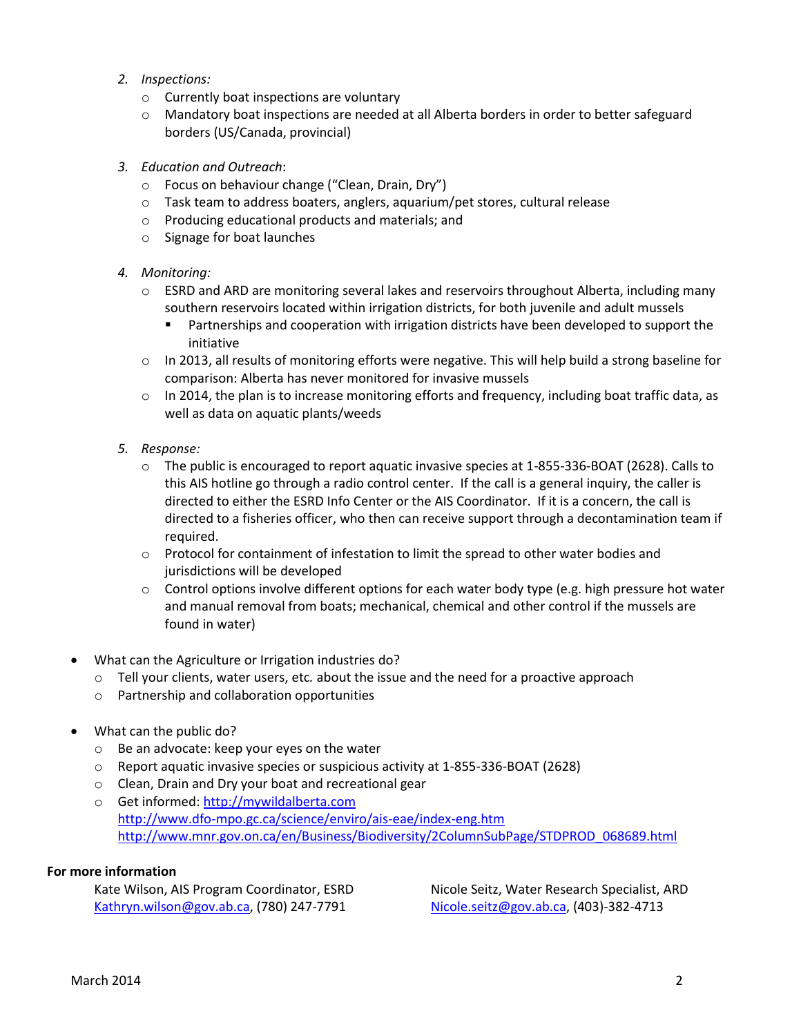2. *Inspections:*
    - Currently boat inspections are voluntary
    - Mandatory boat inspections are needed at all Alberta borders in order to better safeguard borders (US/Canada, provincial)

3. *Education and Outreach*:
    - Focus on behaviour change ("Clean, Drain, Dry")
    - Task team to address boaters, anglers, aquarium/pet stores, cultural release
    - Producing educational products and materials; and
    - Signage for boat launches

4. *Monitoring:*
    - ESRD and ARD are monitoring several lakes and reservoirs throughout Alberta, including many southern reservoirs located within irrigation districts, for both juvenile and adult mussels
        - Partnerships and cooperation with irrigation districts have been developed to support the initiative
    - In 2013, all results of monitoring efforts were negative. This will help build a strong baseline for comparison: Alberta has never monitored for invasive mussels
    - In 2014, the plan is to increase monitoring efforts and frequency, including boat traffic data, as well as data on aquatic plants/weeds

5. *Response:*
    - The public is encouraged to report aquatic invasive species at 1-855-336-BOAT (2628). Calls to this AIS hotline go through a radio control center. If the call is a general inquiry, the caller is directed to either the ESRD Info Center or the AIS Coordinator. If it is a concern, the call is directed to a fisheries officer, who then can receive support through a decontamination team if required.
    - Protocol for containment of infestation to limit the spread to other water bodies and jurisdictions will be developed
    - Control options involve different options for each water body type (e.g. high pressure hot water and manual removal from boats; mechanical, chemical and other control if the mussels are found in water)

- What can the Agriculture or Irrigation industries do?
    - Tell your clients, water users, etc. about the issue and the need for a proactive approach
    - Partnership and collaboration opportunities

- What can the public do?
    - Be an advocate: keep your eyes on the water
    - Report aquatic invasive species or suspicious activity at 1-855-336-BOAT (2628)
    - Clean, Drain and Dry your boat and recreational gear
    - Get informed: http://mywildalberta.com
      http://www.dfo-mpo.gc.ca/science/enviro/ais-eae/index-eng.htm
      http://www.mnr.gov.on.ca/en/Business/Biodiversity/2ColumnSubPage/STDPROD_068689.html

**For more information**

Kate Wilson, AIS Program Coordinator, ESRD
Kathryn.wilson@gov.ab.ca, (780) 247-7791

Nicole Seitz, Water Research Specialist, ARD
Nicole.seitz@gov.ab.ca, (403)-382-4713

March 2014